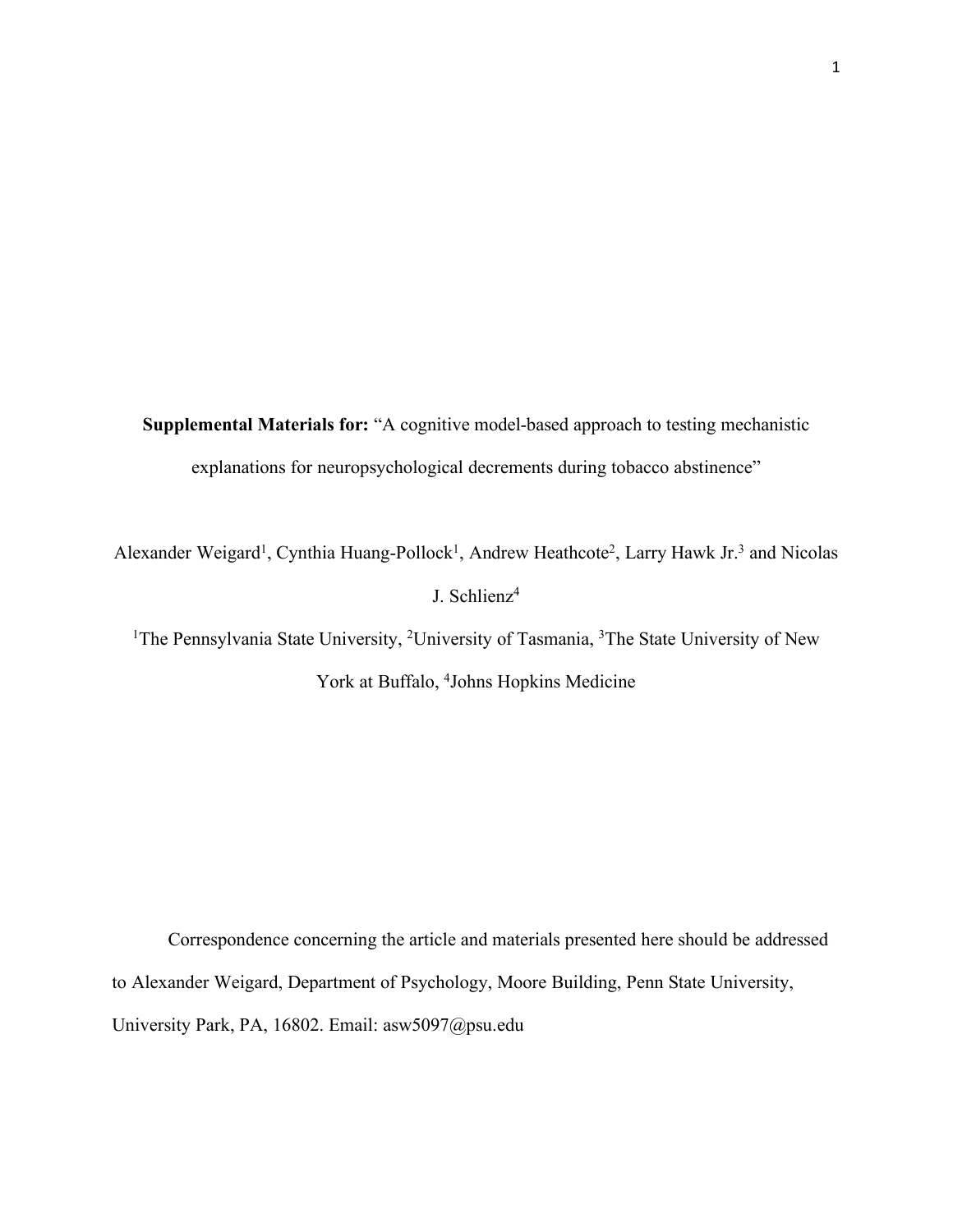**Supplemental Materials for:** "A cognitive model-based approach to testing mechanistic explanations for neuropsychological decrements during tobacco abstinence"

Alexander Weigard[1], Cynthia Huang-Pollock[1], Andrew Heathcote[2], Larry Hawk Jr.[3] and Nicolas J. Schlienz[4]

[1]The Pennsylvania State University, [2]University of Tasmania, [3]The State University of New York at Buffalo, [4]Johns Hopkins Medicine

Correspondence concerning the article and materials presented here should be addressed to Alexander Weigard, Department of Psychology, Moore Building, Penn State University, University Park, PA, 16802. Email: asw5097@psu.edu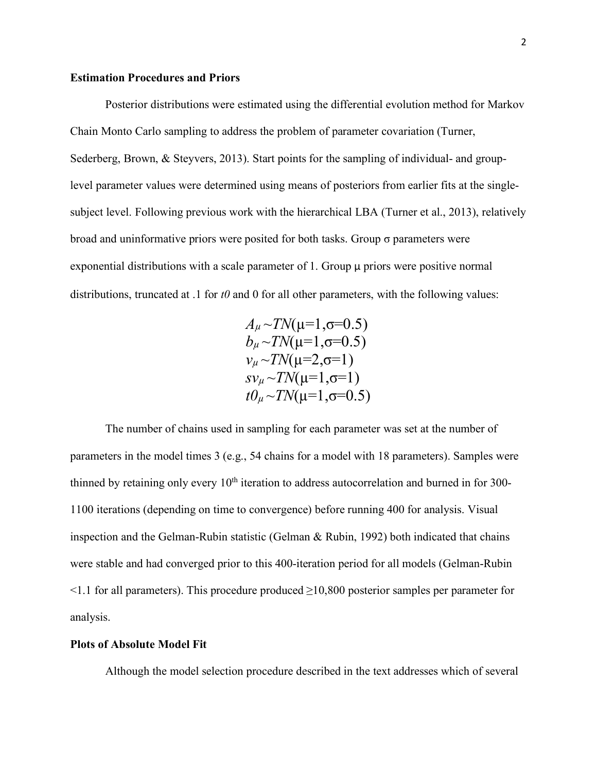### Estimation Procedures and Priors

Posterior distributions were estimated using the differential evolution method for Markov Chain Monto Carlo sampling to address the problem of parameter covariation (Turner, Sederberg, Brown, & Steyvers, 2013). Start points for the sampling of individual- and group-level parameter values were determined using means of posteriors from earlier fits at the single-subject level. Following previous work with the hierarchical LBA (Turner et al., 2013), relatively broad and uninformative priors were posited for both tasks. Group σ parameters were exponential distributions with a scale parameter of 1. Group μ priors were positive normal distributions, truncated at .1 for *t0* and 0 for all other parameters, with the following values:

$$A_\mu \sim TN(\mu=1, \sigma=0.5)$$
$$b_\mu \sim TN(\mu=1, \sigma=0.5)$$
$$v_\mu \sim TN(\mu=2, \sigma=1)$$
$$sv_\mu \sim TN(\mu=1, \sigma=1)$$
$$t0_\mu \sim TN(\mu=1, \sigma=0.5)$$

The number of chains used in sampling for each parameter was set at the number of parameters in the model times 3 (e.g., 54 chains for a model with 18 parameters). Samples were thinned by retaining only every 10th iteration to address autocorrelation and burned in for 300-1100 iterations (depending on time to convergence) before running 400 for analysis. Visual inspection and the Gelman-Rubin statistic (Gelman & Rubin, 1992) both indicated that chains were stable and had converged prior to this 400-iteration period for all models (Gelman-Rubin <1.1 for all parameters). This procedure produced ≥10,800 posterior samples per parameter for analysis.

### Plots of Absolute Model Fit

Although the model selection procedure described in the text addresses which of several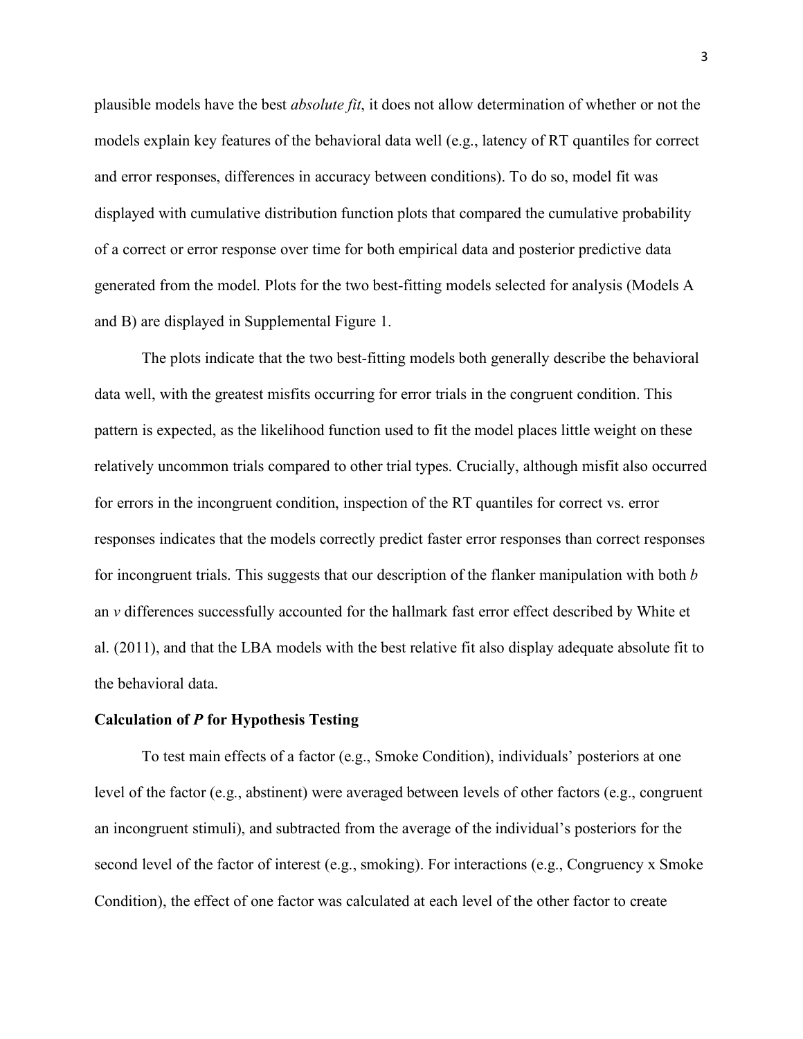plausible models have the best *absolute fit*, it does not allow determination of whether or not the models explain key features of the behavioral data well (e.g., latency of RT quantiles for correct and error responses, differences in accuracy between conditions). To do so, model fit was displayed with cumulative distribution function plots that compared the cumulative probability of a correct or error response over time for both empirical data and posterior predictive data generated from the model. Plots for the two best-fitting models selected for analysis (Models A and B) are displayed in Supplemental Figure 1.

The plots indicate that the two best-fitting models both generally describe the behavioral data well, with the greatest misfits occurring for error trials in the congruent condition. This pattern is expected, as the likelihood function used to fit the model places little weight on these relatively uncommon trials compared to other trial types. Crucially, although misfit also occurred for errors in the incongruent condition, inspection of the RT quantiles for correct vs. error responses indicates that the models correctly predict faster error responses than correct responses for incongruent trials. This suggests that our description of the flanker manipulation with both $b$ an $v$ differences successfully accounted for the hallmark fast error effect described by White et al. (2011), and that the LBA models with the best relative fit also display adequate absolute fit to the behavioral data.

## Calculation of *P* for Hypothesis Testing

To test main effects of a factor (e.g., Smoke Condition), individuals' posteriors at one level of the factor (e.g., abstinent) were averaged between levels of other factors (e.g., congruent an incongruent stimuli), and subtracted from the average of the individual's posteriors for the second level of the factor of interest (e.g., smoking). For interactions (e.g., Congruency x Smoke Condition), the effect of one factor was calculated at each level of the other factor to create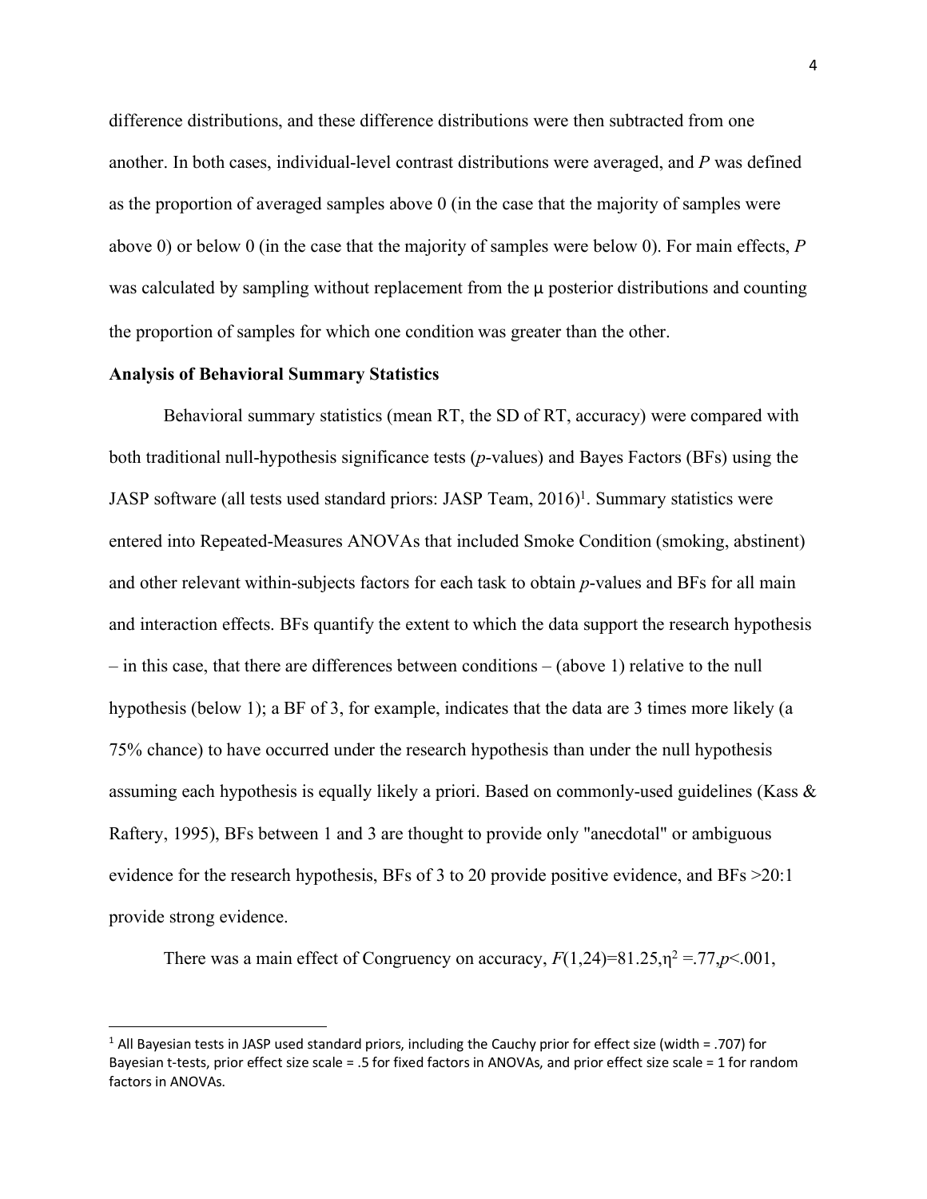difference distributions, and these difference distributions were then subtracted from one another. In both cases, individual-level contrast distributions were averaged, and *P* was defined as the proportion of averaged samples above 0 (in the case that the majority of samples were above 0) or below 0 (in the case that the majority of samples were below 0). For main effects, *P* was calculated by sampling without replacement from the μ posterior distributions and counting the proportion of samples for which one condition was greater than the other.

### Analysis of Behavioral Summary Statistics

Behavioral summary statistics (mean RT, the SD of RT, accuracy) were compared with both traditional null-hypothesis significance tests (*p*-values) and Bayes Factors (BFs) using the JASP software (all tests used standard priors: JASP Team, 2016)[1]. Summary statistics were entered into Repeated-Measures ANOVAs that included Smoke Condition (smoking, abstinent) and other relevant within-subjects factors for each task to obtain *p*-values and BFs for all main and interaction effects. BFs quantify the extent to which the data support the research hypothesis – in this case, that there are differences between conditions – (above 1) relative to the null hypothesis (below 1); a BF of 3, for example, indicates that the data are 3 times more likely (a 75% chance) to have occurred under the research hypothesis than under the null hypothesis assuming each hypothesis is equally likely a priori. Based on commonly-used guidelines (Kass & Raftery, 1995), BFs between 1 and 3 are thought to provide only "anecdotal" or ambiguous evidence for the research hypothesis, BFs of 3 to 20 provide positive evidence, and BFs >20:1 provide strong evidence.

There was a main effect of Congruency on accuracy, $F(1,24)=81.25, \eta^2 = .77, p<.001$,

---

[1] All Bayesian tests in JASP used standard priors, including the Cauchy prior for effect size (width = .707) for Bayesian t-tests, prior effect size scale = .5 for fixed factors in ANOVAs, and prior effect size scale = 1 for random factors in ANOVAs.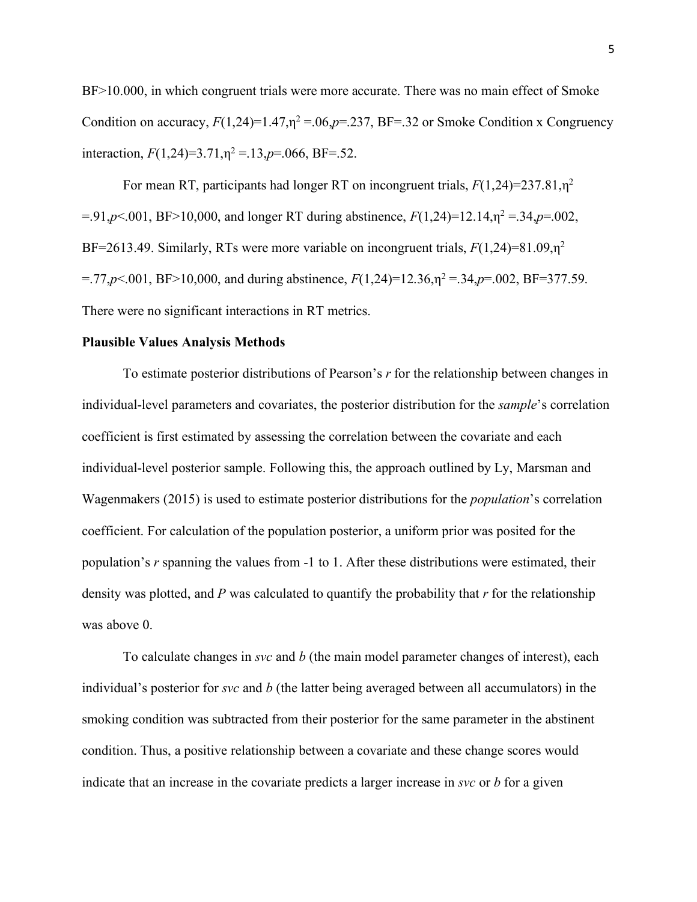BF>10.000, in which congruent trials were more accurate. There was no main effect of Smoke Condition on accuracy, $F(1,24)=1.47, \eta^2=.06, p=.237$, BF=.32 or Smoke Condition x Congruency interaction, $F(1,24)=3.71, \eta^2=.13, p=.066$, BF=.52.

For mean RT, participants had longer RT on incongruent trials, $F(1,24)=237.81, \eta^2=.91, p<.001$, BF>10,000, and longer RT during abstinence, $F(1,24)=12.14, \eta^2=.34, p=.002$, BF=2613.49. Similarly, RTs were more variable on incongruent trials, $F(1,24)=81.09, \eta^2=.77, p<.001$, BF>10,000, and during abstinence, $F(1,24)=12.36, \eta^2=.34, p=.002$, BF=377.59. There were no significant interactions in RT metrics.

**Plausible Values Analysis Methods**

To estimate posterior distributions of Pearson's *r* for the relationship between changes in individual-level parameters and covariates, the posterior distribution for the *sample*'s correlation coefficient is first estimated by assessing the correlation between the covariate and each individual-level posterior sample. Following this, the approach outlined by Ly, Marsman and Wagenmakers (2015) is used to estimate posterior distributions for the *population*'s correlation coefficient. For calculation of the population posterior, a uniform prior was posited for the population's *r* spanning the values from -1 to 1. After these distributions were estimated, their density was plotted, and *P* was calculated to quantify the probability that *r* for the relationship was above 0.

To calculate changes in *svc* and *b* (the main model parameter changes of interest), each individual's posterior for *svc* and *b* (the latter being averaged between all accumulators) in the smoking condition was subtracted from their posterior for the same parameter in the abstinent condition. Thus, a positive relationship between a covariate and these change scores would indicate that an increase in the covariate predicts a larger increase in *svc* or *b* for a given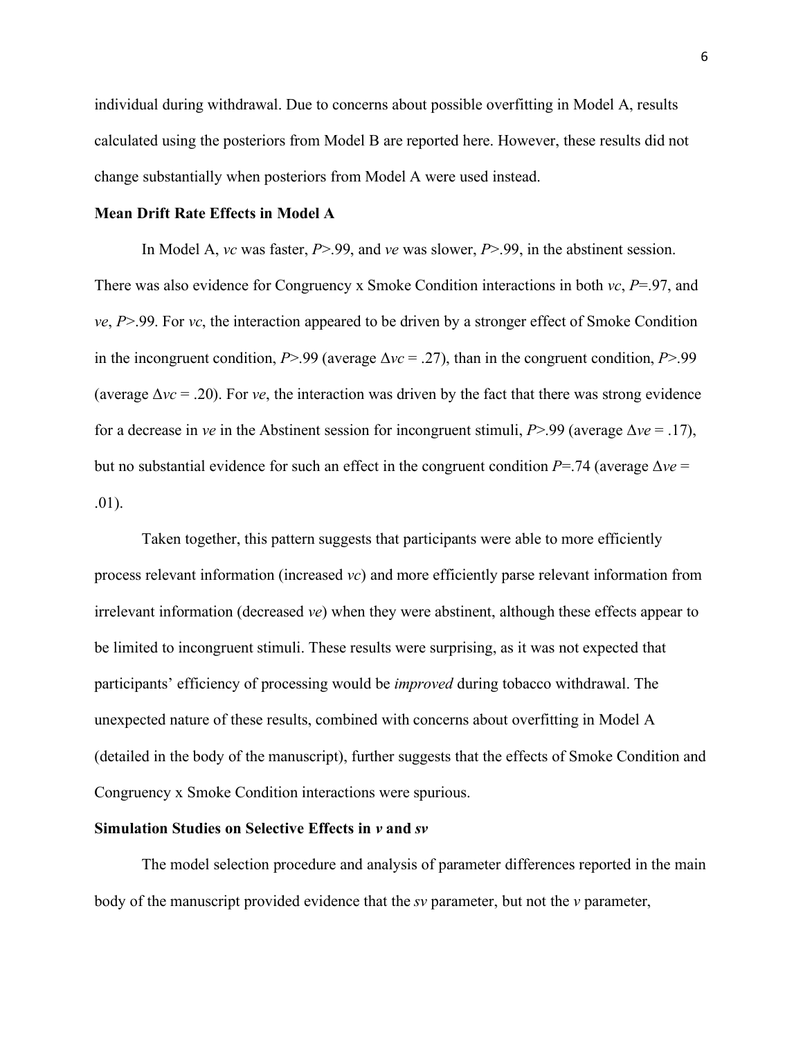individual during withdrawal. Due to concerns about possible overfitting in Model A, results calculated using the posteriors from Model B are reported here. However, these results did not change substantially when posteriors from Model A were used instead.

### Mean Drift Rate Effects in Model A

In Model A, $vc$ was faster, $P > .99$, and $ve$ was slower, $P > .99$, in the abstinent session. There was also evidence for Congruency x Smoke Condition interactions in both $vc$, $P = .97$, and $ve$, $P > .99$. For $vc$, the interaction appeared to be driven by a stronger effect of Smoke Condition in the incongruent condition, $P > .99$ (average $\Delta vc = .27$), than in the congruent condition, $P > .99$ (average $\Delta vc = .20$). For $ve$, the interaction was driven by the fact that there was strong evidence for a decrease in $ve$ in the Abstinent session for incongruent stimuli, $P > .99$ (average $\Delta ve = .17$), but no substantial evidence for such an effect in the congruent condition $P = .74$ (average $\Delta ve = .01$).

Taken together, this pattern suggests that participants were able to more efficiently process relevant information (increased $vc$) and more efficiently parse relevant information from irrelevant information (decreased $ve$) when they were abstinent, although these effects appear to be limited to incongruent stimuli. These results were surprising, as it was not expected that participants' efficiency of processing would be *improved* during tobacco withdrawal. The unexpected nature of these results, combined with concerns about overfitting in Model A (detailed in the body of the manuscript), further suggests that the effects of Smoke Condition and Congruency x Smoke Condition interactions were spurious.

### Simulation Studies on Selective Effects in $v$ and $sv$

The model selection procedure and analysis of parameter differences reported in the main body of the manuscript provided evidence that the $sv$ parameter, but not the $v$ parameter,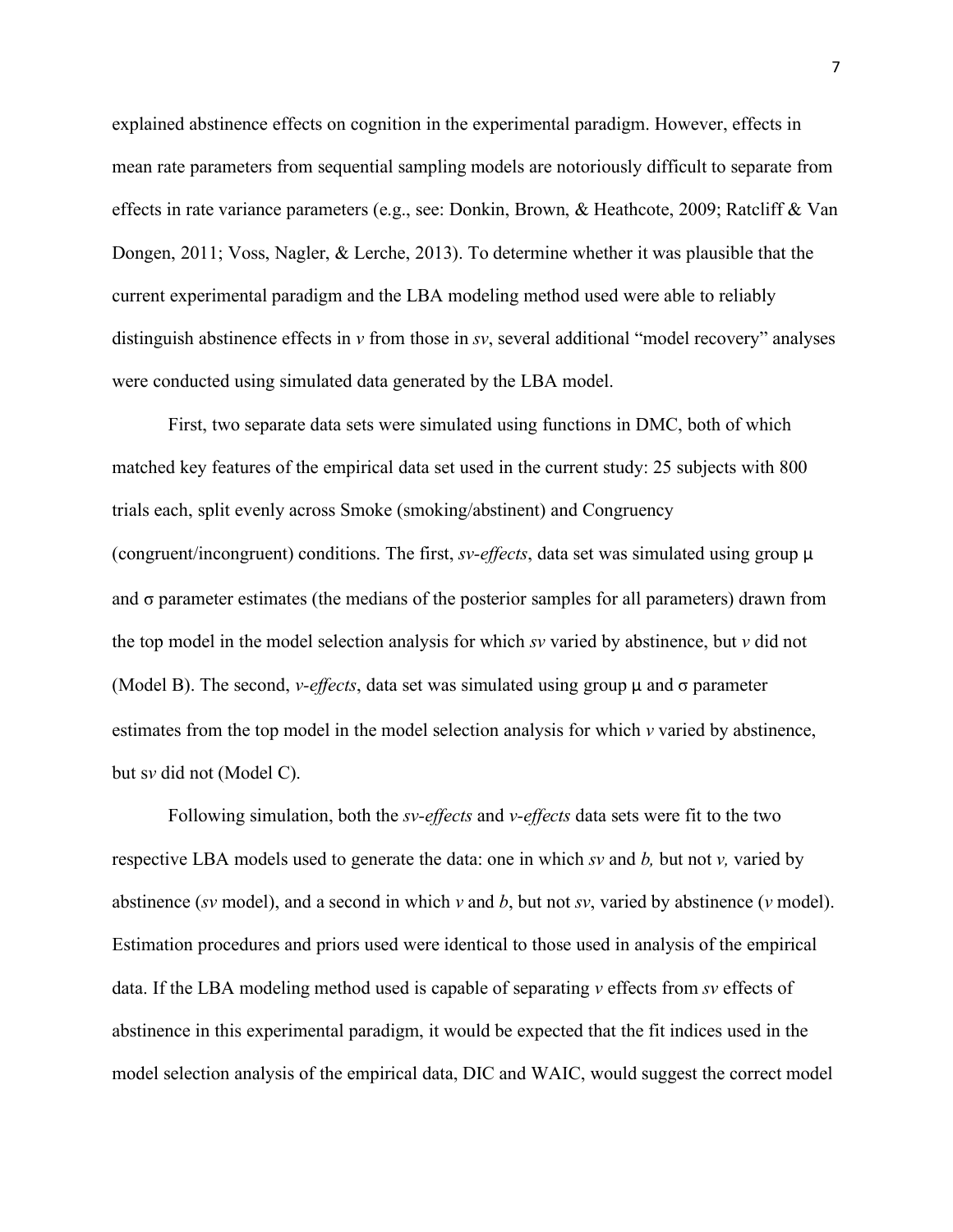explained abstinence effects on cognition in the experimental paradigm. However, effects in mean rate parameters from sequential sampling models are notoriously difficult to separate from effects in rate variance parameters (e.g., see: Donkin, Brown, & Heathcote, 2009; Ratcliff & Van Dongen, 2011; Voss, Nagler, & Lerche, 2013). To determine whether it was plausible that the current experimental paradigm and the LBA modeling method used were able to reliably distinguish abstinence effects in *v* from those in *sv*, several additional "model recovery" analyses were conducted using simulated data generated by the LBA model.

First, two separate data sets were simulated using functions in DMC, both of which matched key features of the empirical data set used in the current study: 25 subjects with 800 trials each, split evenly across Smoke (smoking/abstinent) and Congruency (congruent/incongruent) conditions. The first, *sv-effects*, data set was simulated using group $\mu$ and $\sigma$ parameter estimates (the medians of the posterior samples for all parameters) drawn from the top model in the model selection analysis for which *sv* varied by abstinence, but *v* did not (Model B). The second, *v-effects*, data set was simulated using group $\mu$ and $\sigma$ parameter estimates from the top model in the model selection analysis for which *v* varied by abstinence, but s*v* did not (Model C).

Following simulation, both the *sv-effects* and *v-effects* data sets were fit to the two respective LBA models used to generate the data: one in which *sv* and *b,* but not *v,* varied by abstinence (*sv* model), and a second in which *v* and *b*, but not *sv*, varied by abstinence (*v* model). Estimation procedures and priors used were identical to those used in analysis of the empirical data. If the LBA modeling method used is capable of separating *v* effects from *sv* effects of abstinence in this experimental paradigm, it would be expected that the fit indices used in the model selection analysis of the empirical data, DIC and WAIC, would suggest the correct model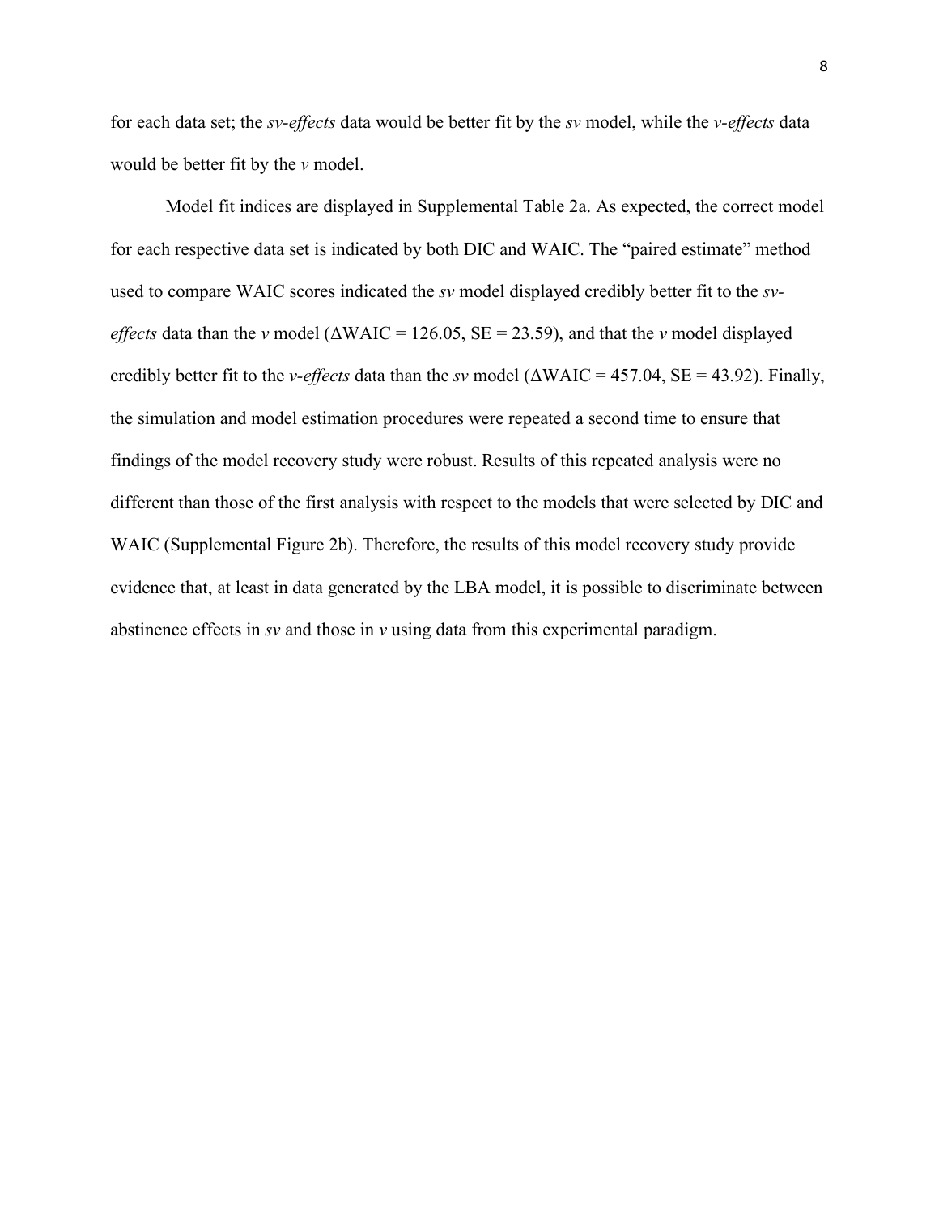for each data set; the *sv-effects* data would be better fit by the *sv* model, while the *v-effects* data would be better fit by the *v* model.

Model fit indices are displayed in Supplemental Table 2a. As expected, the correct model for each respective data set is indicated by both DIC and WAIC. The “paired estimate” method used to compare WAIC scores indicated the *sv* model displayed credibly better fit to the *sv-effects* data than the *v* model ($\Delta$WAIC = 126.05, SE = 23.59), and that the *v* model displayed credibly better fit to the *v-effects* data than the *sv* model ($\Delta$WAIC = 457.04, SE = 43.92). Finally, the simulation and model estimation procedures were repeated a second time to ensure that findings of the model recovery study were robust. Results of this repeated analysis were no different than those of the first analysis with respect to the models that were selected by DIC and WAIC (Supplemental Figure 2b). Therefore, the results of this model recovery study provide evidence that, at least in data generated by the LBA model, it is possible to discriminate between abstinence effects in *sv* and those in *v* using data from this experimental paradigm.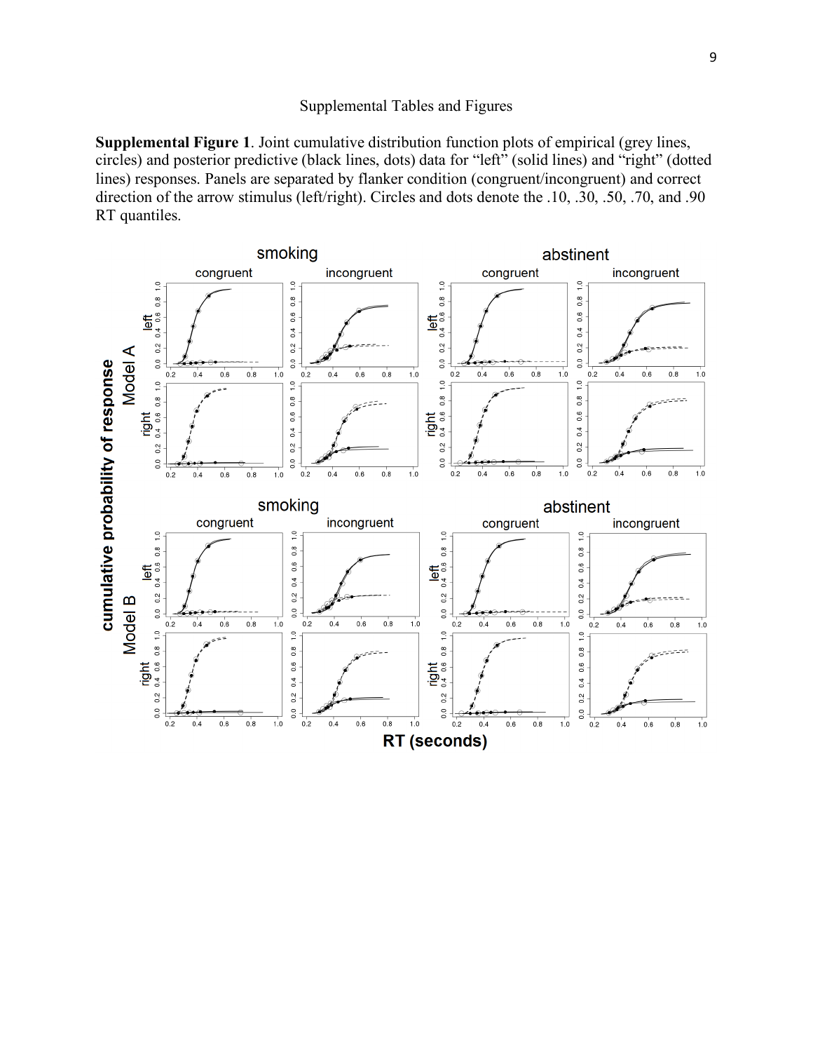Supplemental Tables and Figures

**Supplemental Figure 1**. Joint cumulative distribution function plots of empirical (grey lines, circles) and posterior predictive (black lines, dots) data for "left" (solid lines) and "right" (dotted lines) responses. Panels are separated by flanker condition (congruent/incongruent) and correct direction of the arrow stimulus (left/right). Circles and dots denote the .10, .30, .50, .70, and .90 RT quantiles.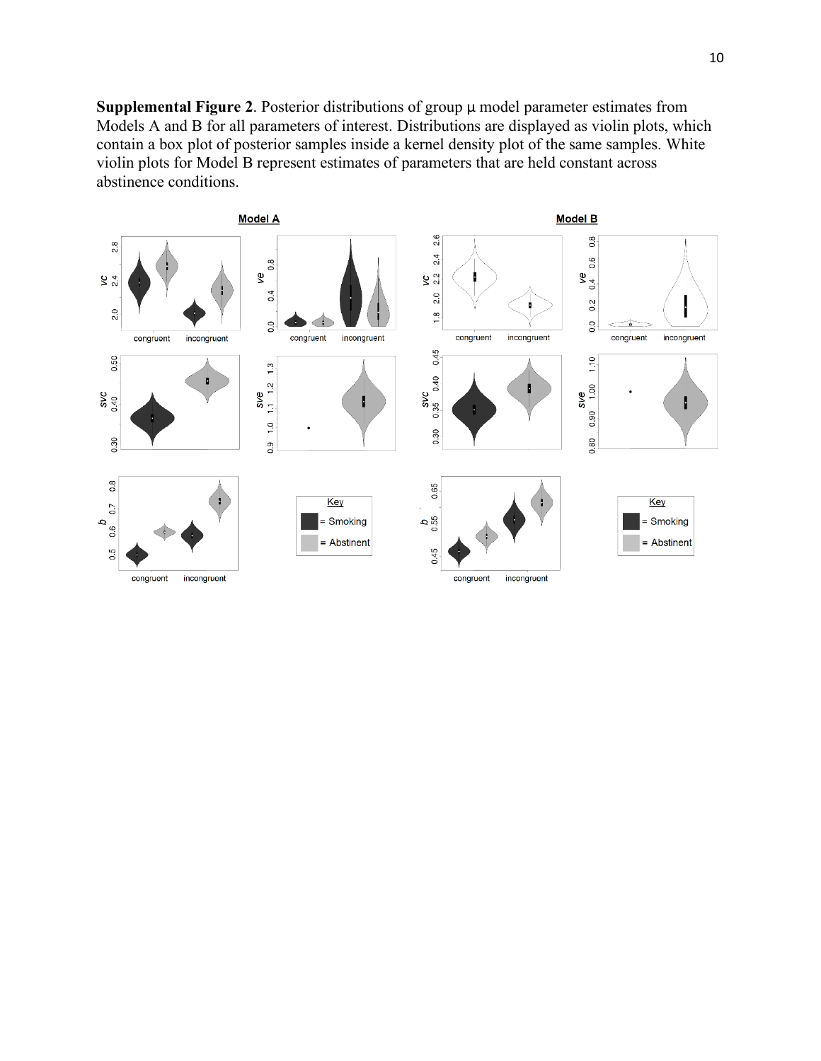**Supplemental Figure 2**. Posterior distributions of group μ model parameter estimates from Models A and B for all parameters of interest. Distributions are displayed as violin plots, which contain a box plot of posterior samples inside a kernel density plot of the same samples. White violin plots for Model B represent estimates of parameters that are held constant across abstinence conditions.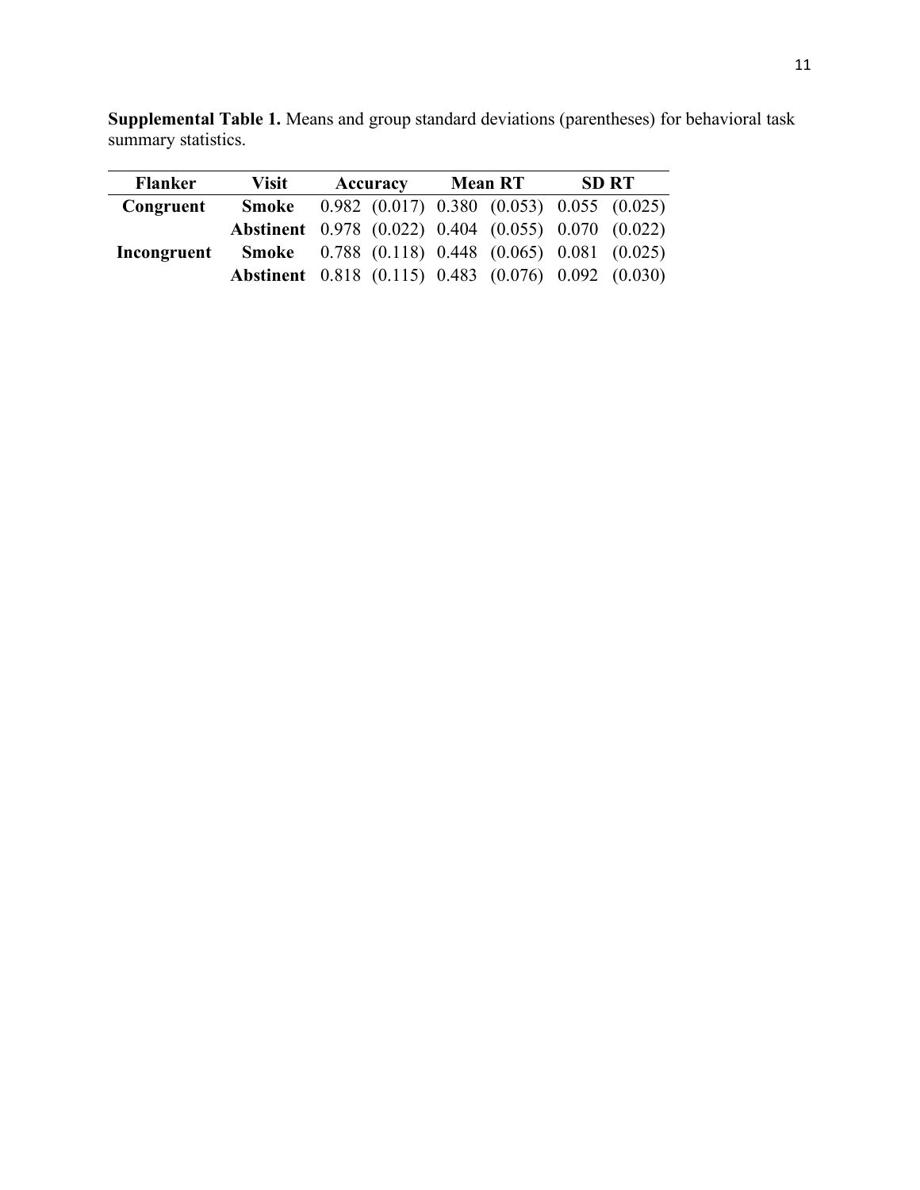**Supplemental Table 1.** Means and group standard deviations (parentheses) for behavioral task summary statistics.

| Flanker | Visit | Accuracy | | Mean RT | | SD RT | |
|---|---|---|---|---|---|---|---|
| **Congruent** | **Smoke** | 0.982 | (0.017) | 0.380 | (0.053) | 0.055 | (0.025) |
| | **Abstinent** | 0.978 | (0.022) | 0.404 | (0.055) | 0.070 | (0.022) |
| **Incongruent** | **Smoke** | 0.788 | (0.118) | 0.448 | (0.065) | 0.081 | (0.025) |
| | **Abstinent** | 0.818 | (0.115) | 0.483 | (0.076) | 0.092 | (0.030) |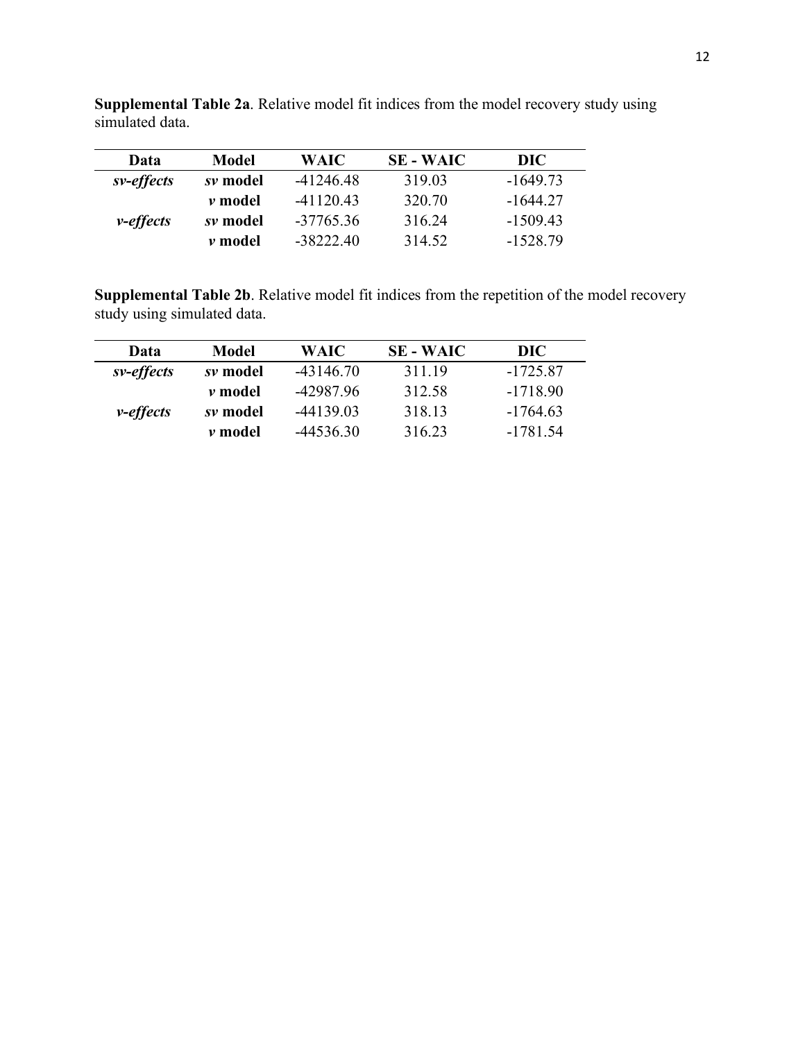**Supplemental Table 2a**. Relative model fit indices from the model recovery study using simulated data.

| Data | Model | WAIC | SE - WAIC | DIC |
|---|---|---|---|---|
| ***sv-effects*** | ***sv* model** | -41246.48 | 319.03 | -1649.73 |
| | ***v* model** | -41120.43 | 320.70 | -1644.27 |
| ***v-effects*** | ***sv* model** | -37765.36 | 316.24 | -1509.43 |
| | ***v* model** | -38222.40 | 314.52 | -1528.79 |

**Supplemental Table 2b**. Relative model fit indices from the repetition of the model recovery study using simulated data.

| Data | Model | WAIC | SE - WAIC | DIC |
|---|---|---|---|---|
| ***sv-effects*** | ***sv* model** | -43146.70 | 311.19 | -1725.87 |
| | ***v* model** | -42987.96 | 312.58 | -1718.90 |
| ***v-effects*** | ***sv* model** | -44139.03 | 318.13 | -1764.63 |
| | ***v* model** | -44536.30 | 316.23 | -1781.54 |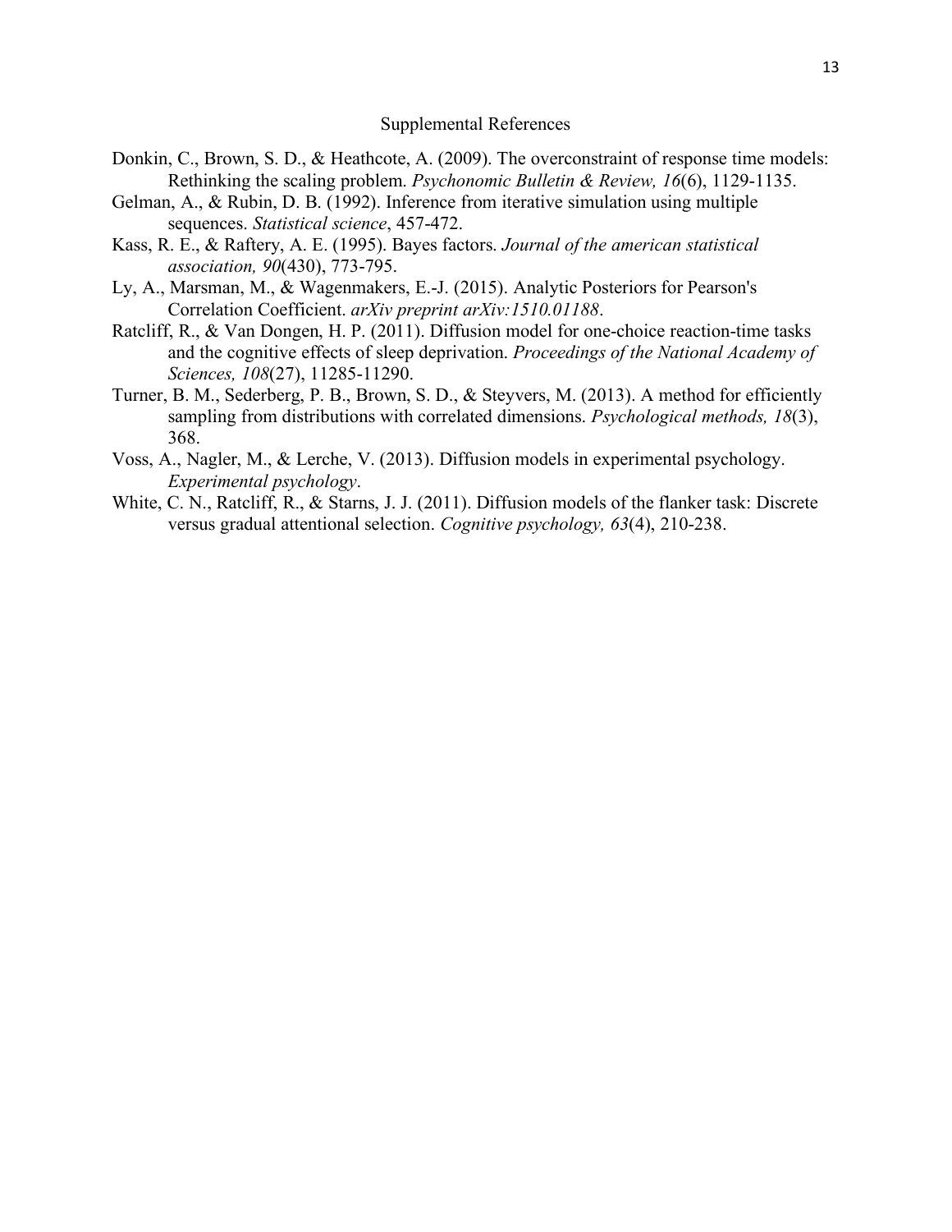# Supplemental References

Donkin, C., Brown, S. D., & Heathcote, A. (2009). The overconstraint of response time models: Rethinking the scaling problem. *Psychonomic Bulletin & Review, 16*(6), 1129-1135.

Gelman, A., & Rubin, D. B. (1992). Inference from iterative simulation using multiple sequences. *Statistical science*, 457-472.

Kass, R. E., & Raftery, A. E. (1995). Bayes factors. *Journal of the american statistical association, 90*(430), 773-795.

Ly, A., Marsman, M., & Wagenmakers, E.-J. (2015). Analytic Posteriors for Pearson's Correlation Coefficient. *arXiv preprint arXiv:1510.01188*.

Ratcliff, R., & Van Dongen, H. P. (2011). Diffusion model for one-choice reaction-time tasks and the cognitive effects of sleep deprivation. *Proceedings of the National Academy of Sciences, 108*(27), 11285-11290.

Turner, B. M., Sederberg, P. B., Brown, S. D., & Steyvers, M. (2013). A method for efficiently sampling from distributions with correlated dimensions. *Psychological methods, 18*(3), 368.

Voss, A., Nagler, M., & Lerche, V. (2013). Diffusion models in experimental psychology. *Experimental psychology*.

White, C. N., Ratcliff, R., & Starns, J. J. (2011). Diffusion models of the flanker task: Discrete versus gradual attentional selection. *Cognitive psychology, 63*(4), 210-238.